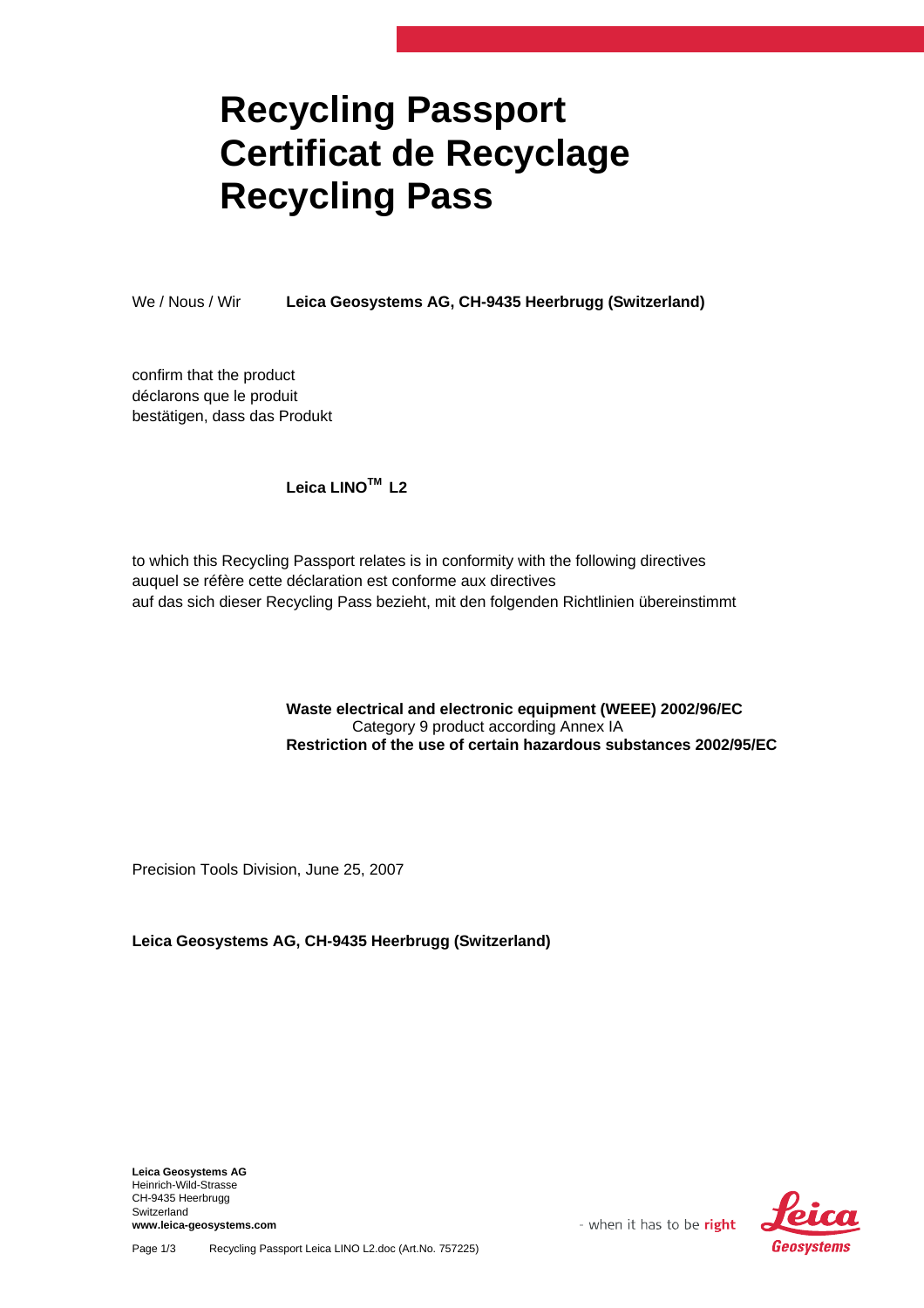# Recycling Passport
# Certificat de Recyclage
# Recycling Pass

We / Nous / Wir **Leica Geosystems AG, CH-9435 Heerbrugg (Switzerland)**

confirm that the product
déclarons que le produit
bestätigen, dass das Produkt

**Leica LINO™ L2**

to which this Recycling Passport relates is in conformity with the following directives
auquel se réfère cette déclaration est conforme aux directives
auf das sich dieser Recycling Pass bezieht, mit den folgenden Richtlinien übereinstimmt

**Waste electrical and electronic equipment (WEEE) 2002/96/EC**
Category 9 product according Annex IA
**Restriction of the use of certain hazardous substances 2002/95/EC**

Precision Tools Division, June 25, 2007

**Leica Geosystems AG, CH-9435 Heerbrugg (Switzerland)**

**Leica Geosystems AG**
Heinrich-Wild-Strasse
CH-9435 Heerbrugg
Switzerland
**www.leica-geosystems.com**

- when it has to be **right**

Leica Geosystems

Recycling Passport Leica LINO L2.doc (Art.No. 757225)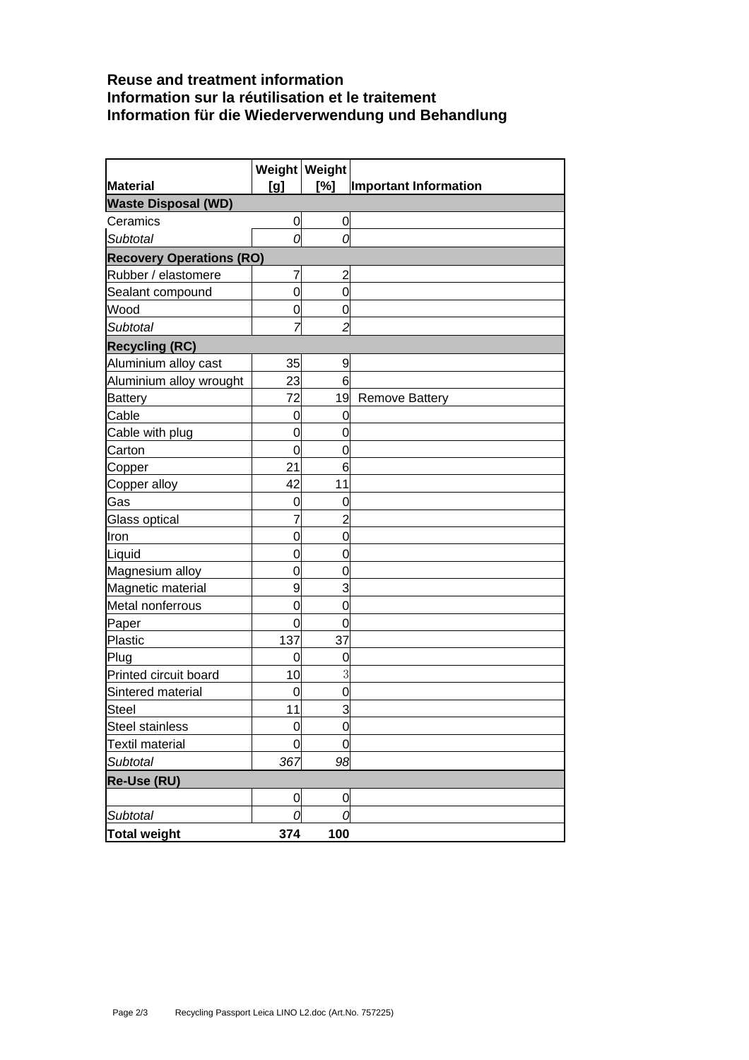**Reuse and treatment information**
**Information sur la réutilisation et le traitement**
**Information für die Wiederverwendung und Behandlung**

| **Material** | **Weight [g]** | **Weight [%]** | **Important Information** |
|---|---|---|---|
| **Waste Disposal (WD)** | | | |
| Ceramics | 0 | 0 | |
| *Subtotal* | *0* | *0* | |
| **Recovery Operations (RO)** | | | |
| Rubber / elastomere | 7 | 2 | |
| Sealant compound | 0 | 0 | |
| Wood | 0 | 0 | |
| *Subtotal* | *7* | *2* | |
| **Recycling (RC)** | | | |
| Aluminium alloy cast | 35 | 9 | |
| Aluminium alloy wrought | 23 | 6 | |
| Battery | 72 | 19 | Remove Battery |
| Cable | 0 | 0 | |
| Cable with plug | 0 | 0 | |
| Carton | 0 | 0 | |
| Copper | 21 | 6 | |
| Copper alloy | 42 | 11 | |
| Gas | 0 | 0 | |
| Glass optical | 7 | 2 | |
| Iron | 0 | 0 | |
| Liquid | 0 | 0 | |
| Magnesium alloy | 0 | 0 | |
| Magnetic material | 9 | 3 | |
| Metal nonferrous | 0 | 0 | |
| Paper | 0 | 0 | |
| Plastic | 137 | 37 | |
| Plug | 0 | 0 | |
| Printed circuit board | 10 | 3 | |
| Sintered material | 0 | 0 | |
| Steel | 11 | 3 | |
| Steel stainless | 0 | 0 | |
| Textil material | 0 | 0 | |
| *Subtotal* | *367* | *98* | |
| **Re-Use (RU)** | | | |
| | 0 | 0 | |
| *Subtotal* | *0* | *0* | |
| **Total weight** | **374** | **100** | |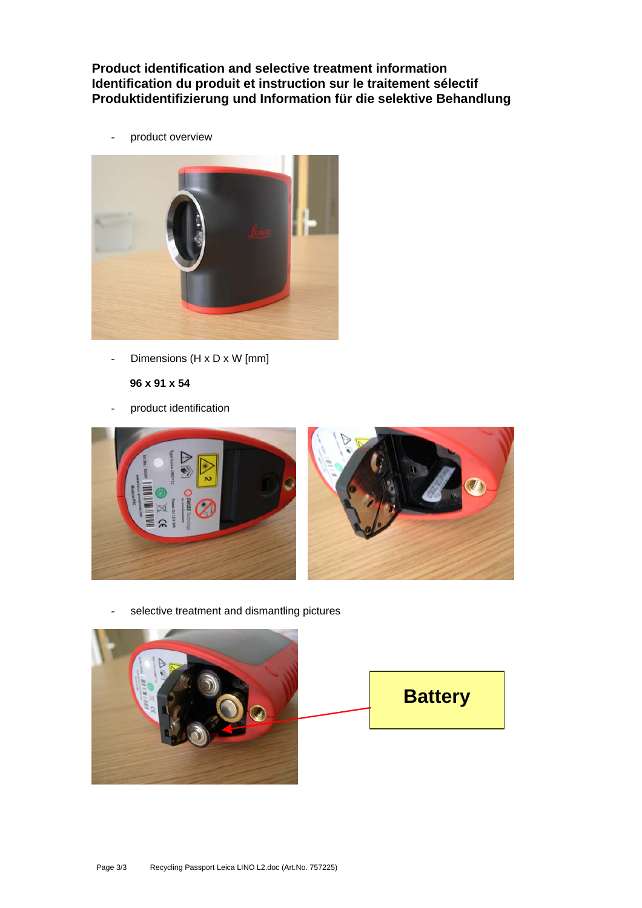**Product identification and selective treatment information**
**Identification du produit et instruction sur le traitement sélectif**
**Produktidentifizierung und Information für die selektive Behandlung**

- product overview

- Dimensions (H x D x W [mm]

  **96 x 91 x 54**

- product identification

- selective treatment and dismantling pictures

**Battery**